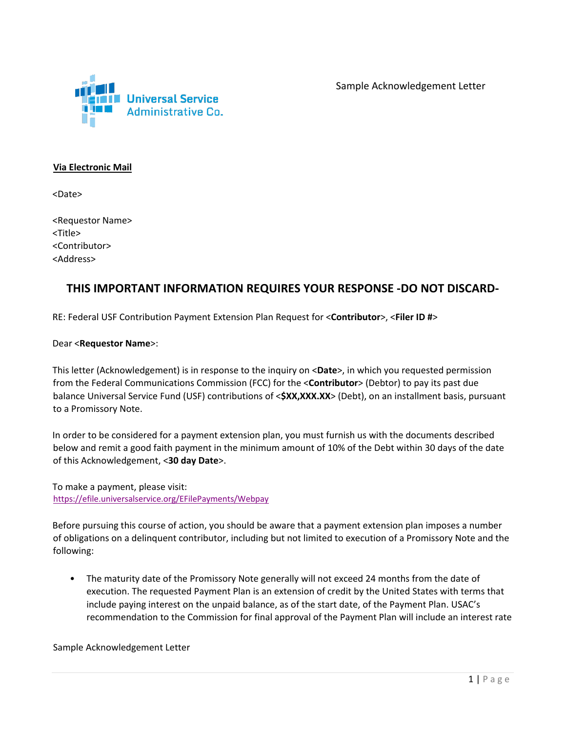Sample Acknowledgement Letter

**Via Electronic Mail**

<Date>

<Requestor Name>
<Title>
<Contributor>
<Address>

## THIS IMPORTANT INFORMATION REQUIRES YOUR RESPONSE -DO NOT DISCARD-

RE: Federal USF Contribution Payment Extension Plan Request for <**Contributor**>, <**Filer ID #**>

Dear <**Requestor Name**>:

This letter (Acknowledgement) is in response to the inquiry on <**Date**>, in which you requested permission from the Federal Communications Commission (FCC) for the <**Contributor**> (Debtor) to pay its past due balance Universal Service Fund (USF) contributions of <**$XX,XXX.XX**> (Debt), on an installment basis, pursuant to a Promissory Note.

In order to be considered for a payment extension plan, you must furnish us with the documents described below and remit a good faith payment in the minimum amount of 10% of the Debt within 30 days of the date of this Acknowledgement, <**30 day Date**>.

To make a payment, please visit:
https://efile.universalservice.org/EFilePayments/Webpay

Before pursuing this course of action, you should be aware that a payment extension plan imposes a number of obligations on a delinquent contributor, including but not limited to execution of a Promissory Note and the following:

- The maturity date of the Promissory Note generally will not exceed 24 months from the date of execution. The requested Payment Plan is an extension of credit by the United States with terms that include paying interest on the unpaid balance, as of the start date, of the Payment Plan. USAC's recommendation to the Commission for final approval of the Payment Plan will include an interest rate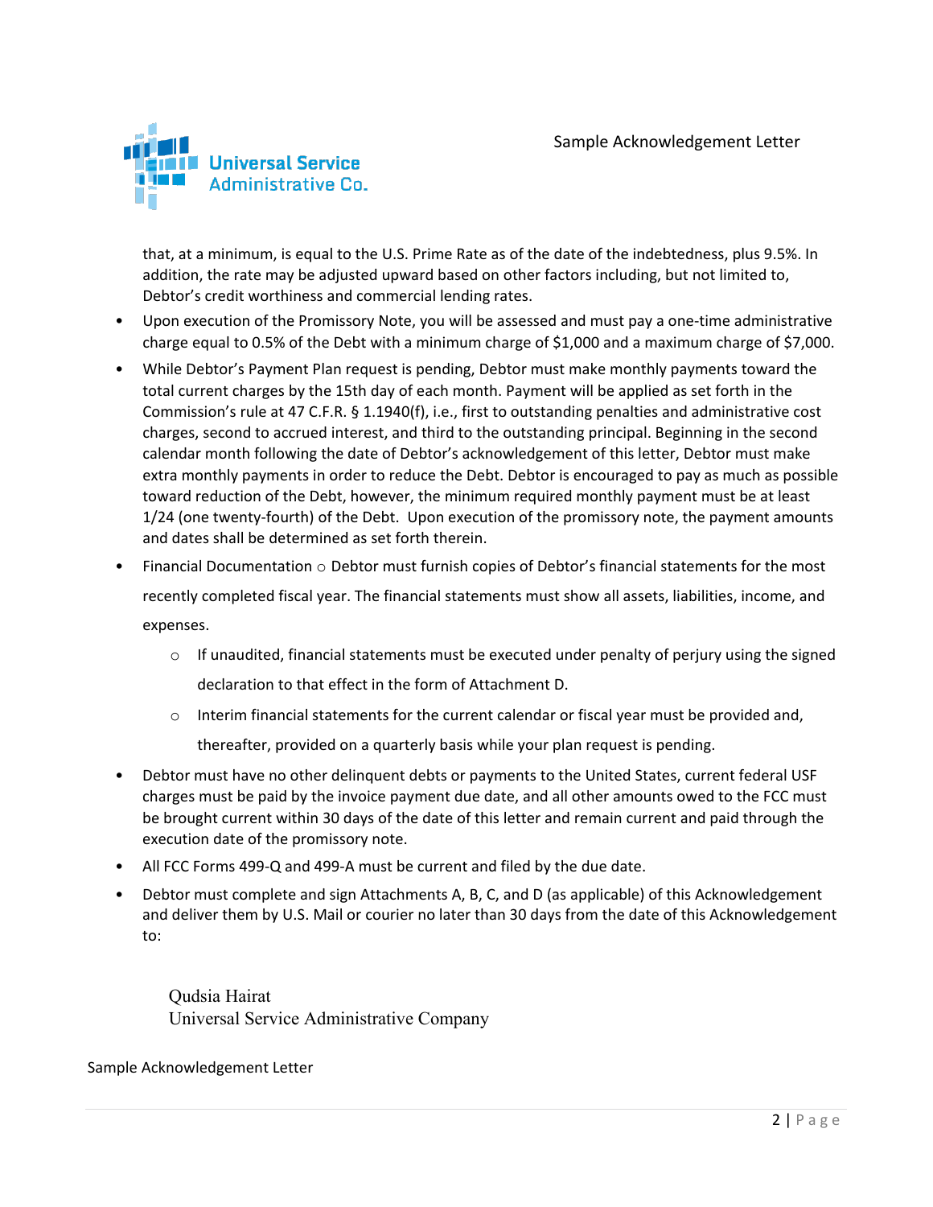that, at a minimum, is equal to the U.S. Prime Rate as of the date of the indebtedness, plus 9.5%. In addition, the rate may be adjusted upward based on other factors including, but not limited to, Debtor's credit worthiness and commercial lending rates.

- Upon execution of the Promissory Note, you will be assessed and must pay a one-time administrative charge equal to 0.5% of the Debt with a minimum charge of $1,000 and a maximum charge of $7,000.
- While Debtor's Payment Plan request is pending, Debtor must make monthly payments toward the total current charges by the 15th day of each month. Payment will be applied as set forth in the Commission's rule at 47 C.F.R. § 1.1940(f), i.e., first to outstanding penalties and administrative cost charges, second to accrued interest, and third to the outstanding principal. Beginning in the second calendar month following the date of Debtor's acknowledgement of this letter, Debtor must make extra monthly payments in order to reduce the Debt. Debtor is encouraged to pay as much as possible toward reduction of the Debt, however, the minimum required monthly payment must be at least 1/24 (one twenty-fourth) of the Debt. Upon execution of the promissory note, the payment amounts and dates shall be determined as set forth therein.
- Financial Documentation ○ Debtor must furnish copies of Debtor's financial statements for the most recently completed fiscal year. The financial statements must show all assets, liabilities, income, and expenses.
  - If unaudited, financial statements must be executed under penalty of perjury using the signed declaration to that effect in the form of Attachment D.
  - Interim financial statements for the current calendar or fiscal year must be provided and, thereafter, provided on a quarterly basis while your plan request is pending.
- Debtor must have no other delinquent debts or payments to the United States, current federal USF charges must be paid by the invoice payment due date, and all other amounts owed to the FCC must be brought current within 30 days of the date of this letter and remain current and paid through the execution date of the promissory note.
- All FCC Forms 499-Q and 499-A must be current and filed by the due date.
- Debtor must complete and sign Attachments A, B, C, and D (as applicable) of this Acknowledgement and deliver them by U.S. Mail or courier no later than 30 days from the date of this Acknowledgement to:

Qudsia Hairat
Universal Service Administrative Company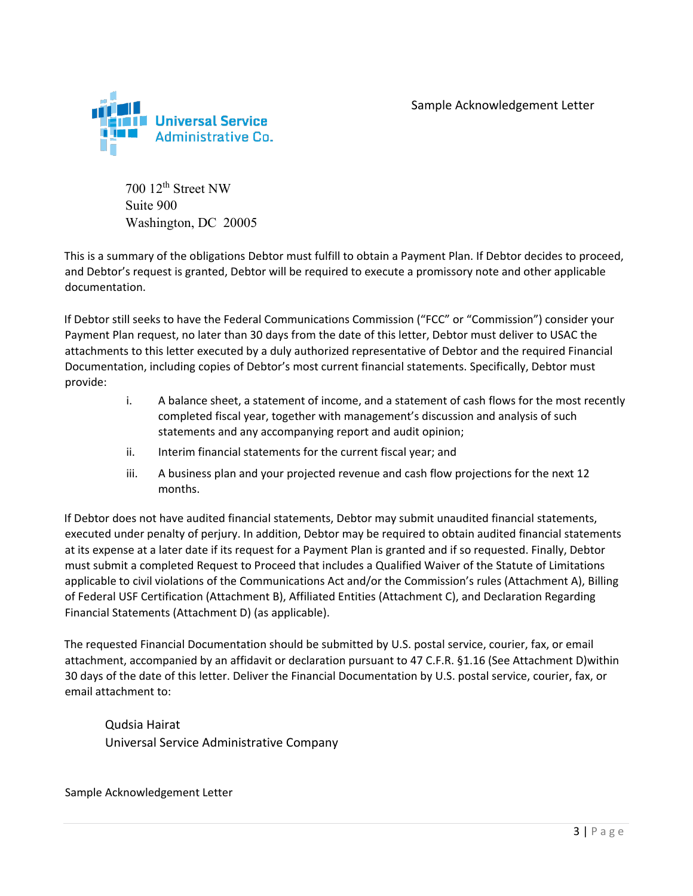Universal Service Administrative Co.

Sample Acknowledgement Letter

700 12th Street NW
Suite 900
Washington, DC 20005

This is a summary of the obligations Debtor must fulfill to obtain a Payment Plan. If Debtor decides to proceed, and Debtor's request is granted, Debtor will be required to execute a promissory note and other applicable documentation.

If Debtor still seeks to have the Federal Communications Commission ("FCC" or "Commission") consider your Payment Plan request, no later than 30 days from the date of this letter, Debtor must deliver to USAC the attachments to this letter executed by a duly authorized representative of Debtor and the required Financial Documentation, including copies of Debtor's most current financial statements. Specifically, Debtor must provide:

i. A balance sheet, a statement of income, and a statement of cash flows for the most recently completed fiscal year, together with management's discussion and analysis of such statements and any accompanying report and audit opinion;

ii. Interim financial statements for the current fiscal year; and

iii. A business plan and your projected revenue and cash flow projections for the next 12 months.

If Debtor does not have audited financial statements, Debtor may submit unaudited financial statements, executed under penalty of perjury. In addition, Debtor may be required to obtain audited financial statements at its expense at a later date if its request for a Payment Plan is granted and if so requested. Finally, Debtor must submit a completed Request to Proceed that includes a Qualified Waiver of the Statute of Limitations applicable to civil violations of the Communications Act and/or the Commission's rules (Attachment A), Billing of Federal USF Certification (Attachment B), Affiliated Entities (Attachment C), and Declaration Regarding Financial Statements (Attachment D) (as applicable).

The requested Financial Documentation should be submitted by U.S. postal service, courier, fax, or email attachment, accompanied by an affidavit or declaration pursuant to 47 C.F.R. §1.16 (See Attachment D)within 30 days of the date of this letter. Deliver the Financial Documentation by U.S. postal service, courier, fax, or email attachment to:

Qudsia Hairat
Universal Service Administrative Company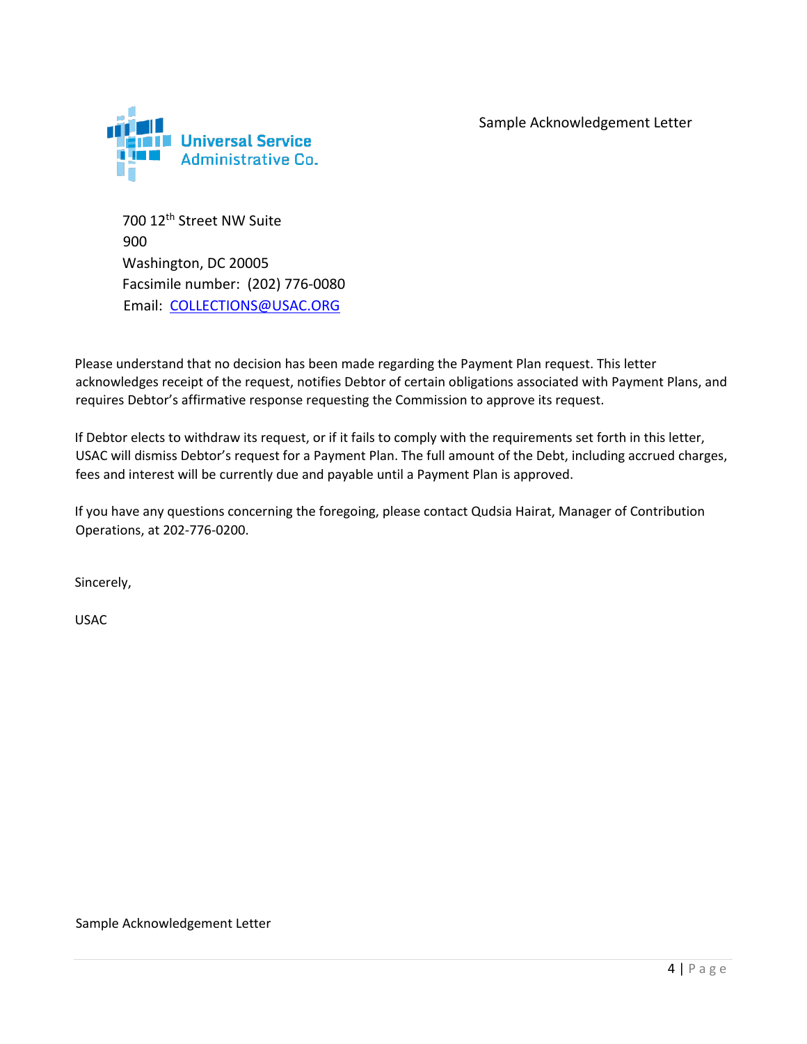Sample Acknowledgement Letter

Universal Service Administrative Co.

700 12th Street NW Suite 900
Washington, DC 20005
Facsimile number: (202) 776-0080
Email: COLLECTIONS@USAC.ORG

Please understand that no decision has been made regarding the Payment Plan request. This letter acknowledges receipt of the request, notifies Debtor of certain obligations associated with Payment Plans, and requires Debtor's affirmative response requesting the Commission to approve its request.

If Debtor elects to withdraw its request, or if it fails to comply with the requirements set forth in this letter, USAC will dismiss Debtor's request for a Payment Plan. The full amount of the Debt, including accrued charges, fees and interest will be currently due and payable until a Payment Plan is approved.

If you have any questions concerning the foregoing, please contact Qudsia Hairat, Manager of Contribution Operations, at 202-776-0200.

Sincerely,

USAC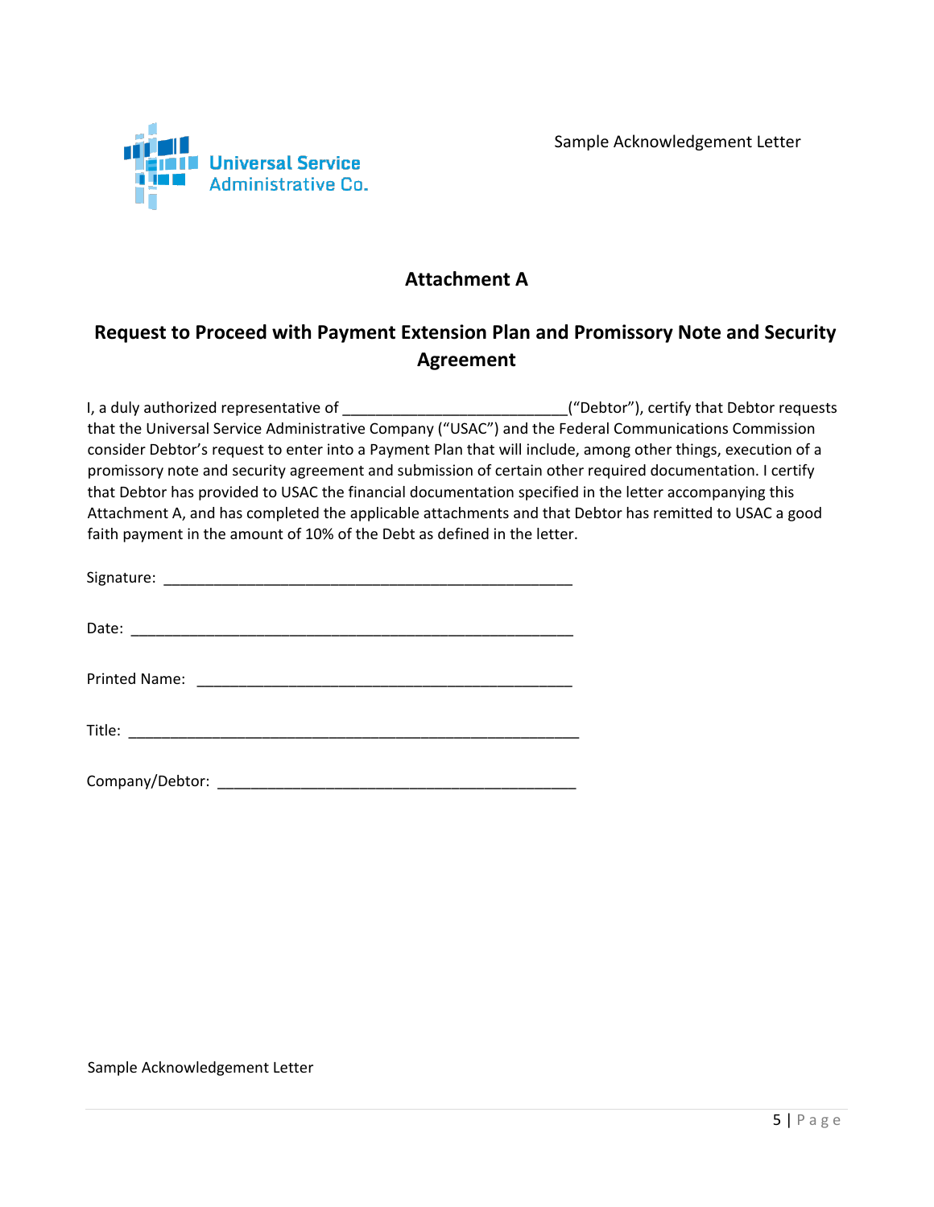## Attachment A

## Request to Proceed with Payment Extension Plan and Promissory Note and Security Agreement

I, a duly authorized representative of ___________________________(“Debtor”), certify that Debtor requests that the Universal Service Administrative Company (“USAC”) and the Federal Communications Commission consider Debtor’s request to enter into a Payment Plan that will include, among other things, execution of a promissory note and security agreement and submission of certain other required documentation. I certify that Debtor has provided to USAC the financial documentation specified in the letter accompanying this Attachment A, and has completed the applicable attachments and that Debtor has remitted to USAC a good faith payment in the amount of 10% of the Debt as defined in the letter.

Signature: _________________________________________________

Date: _____________________________________________________

Printed Name: ______________________________________________

Title: _____________________________________________________

Company/Debtor: ____________________________________________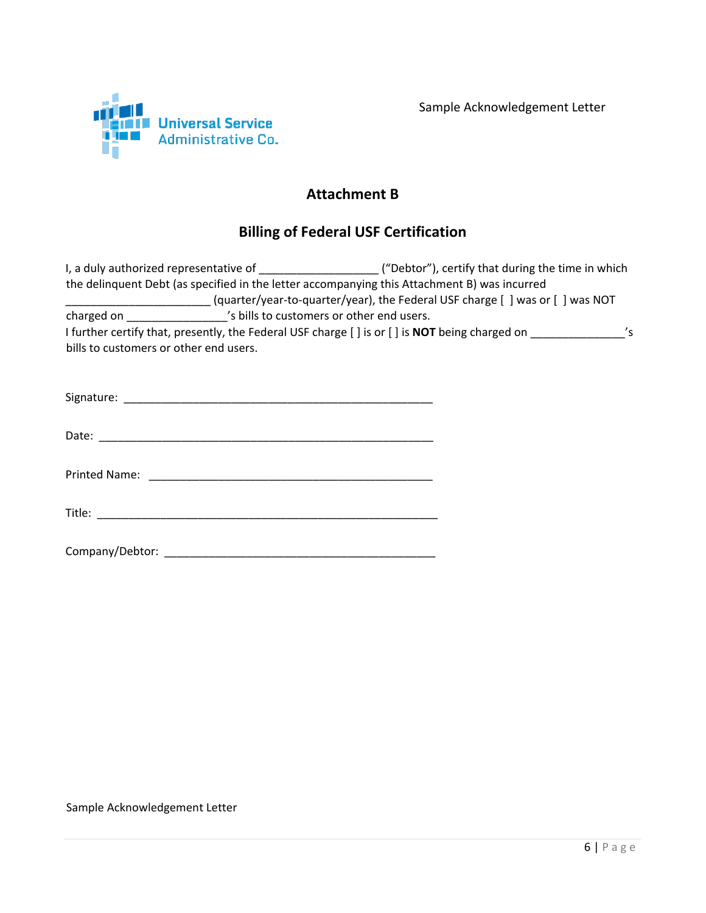## Attachment B

## Billing of Federal USF Certification

I, a duly authorized representative of __________________ ("Debtor"), certify that during the time in which the delinquent Debt (as specified in the letter accompanying this Attachment B) was incurred ______________________ (quarter/year-to-quarter/year), the Federal USF charge [ ] was or [ ] was NOT charged on _______________'s bills to customers or other end users.

I further certify that, presently, the Federal USF charge [ ] is or [ ] is **NOT** being charged on ______________'s bills to customers or other end users.

Signature: ______________________________________________

Date: __________________________________________________

Printed Name: __________________________________________

Title: __________________________________________________

Company/Debtor: ________________________________________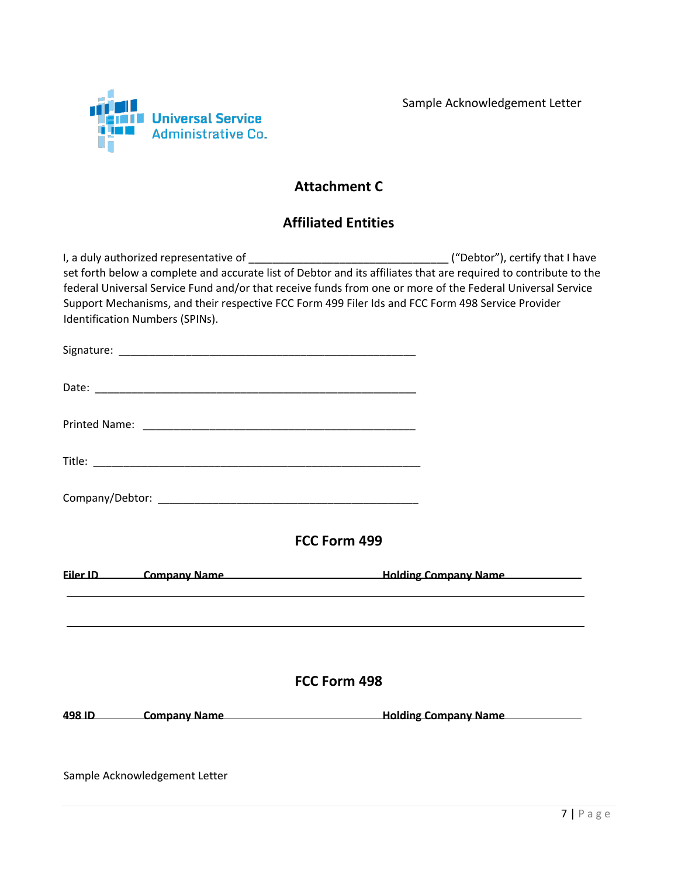# Attachment C

## Affiliated Entities

I, a duly authorized representative of _________________________________ ("Debtor"), certify that I have set forth below a complete and accurate list of Debtor and its affiliates that are required to contribute to the federal Universal Service Fund and/or that receive funds from one or more of the Federal Universal Service Support Mechanisms, and their respective FCC Form 499 Filer Ids and FCC Form 498 Service Provider Identification Numbers (SPINs).

Signature: __________________________________________________

Date: ______________________________________________________

Printed Name: ______________________________________________

Title: ______________________________________________________

Company/Debtor: ____________________________________________

## FCC Form 499

| Filer ID | Company Name | Holding Company Name |
|---|---|---|
| | | |
| | | |

## FCC Form 498

| 498 ID | Company Name | Holding Company Name |
|---|---|---|
| | | |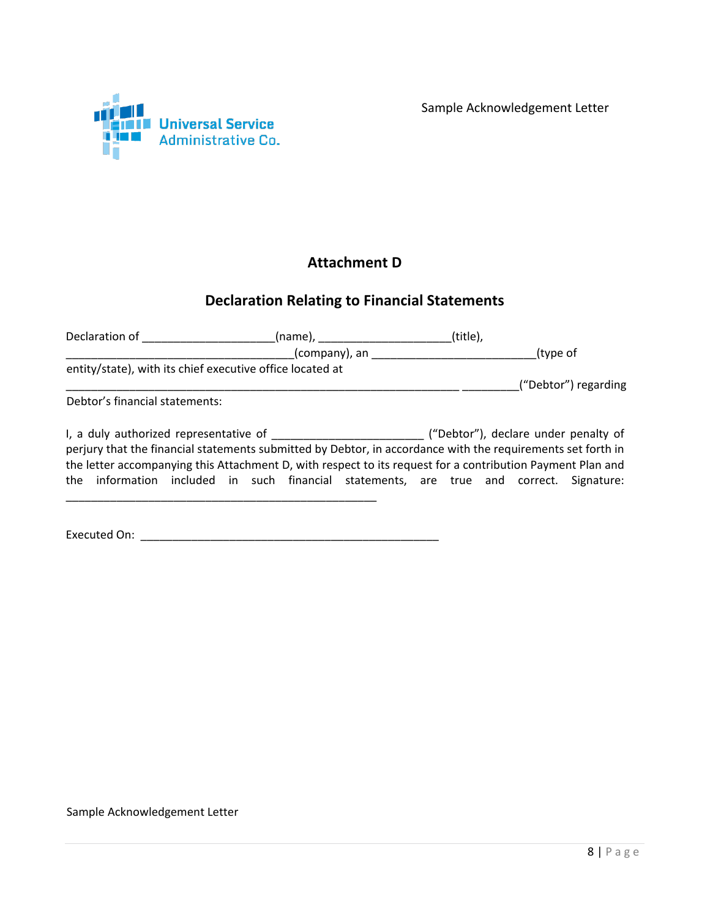## Attachment D

## Declaration Relating to Financial Statements

Declaration of _____________________(name), _____________________(title), ____________________________________(company), an __________________________(type of entity/state), with its chief executive office located at _______________________________________________________________ _________("Debtor") regarding Debtor's financial statements:

I, a duly authorized representative of ________________________ ("Debtor"), declare under penalty of perjury that the financial statements submitted by Debtor, in accordance with the requirements set forth in the letter accompanying this Attachment D, with respect to its request for a contribution Payment Plan and the information included in such financial statements, are true and correct. Signature: _________________________________________________

Executed On: _______________________________________________